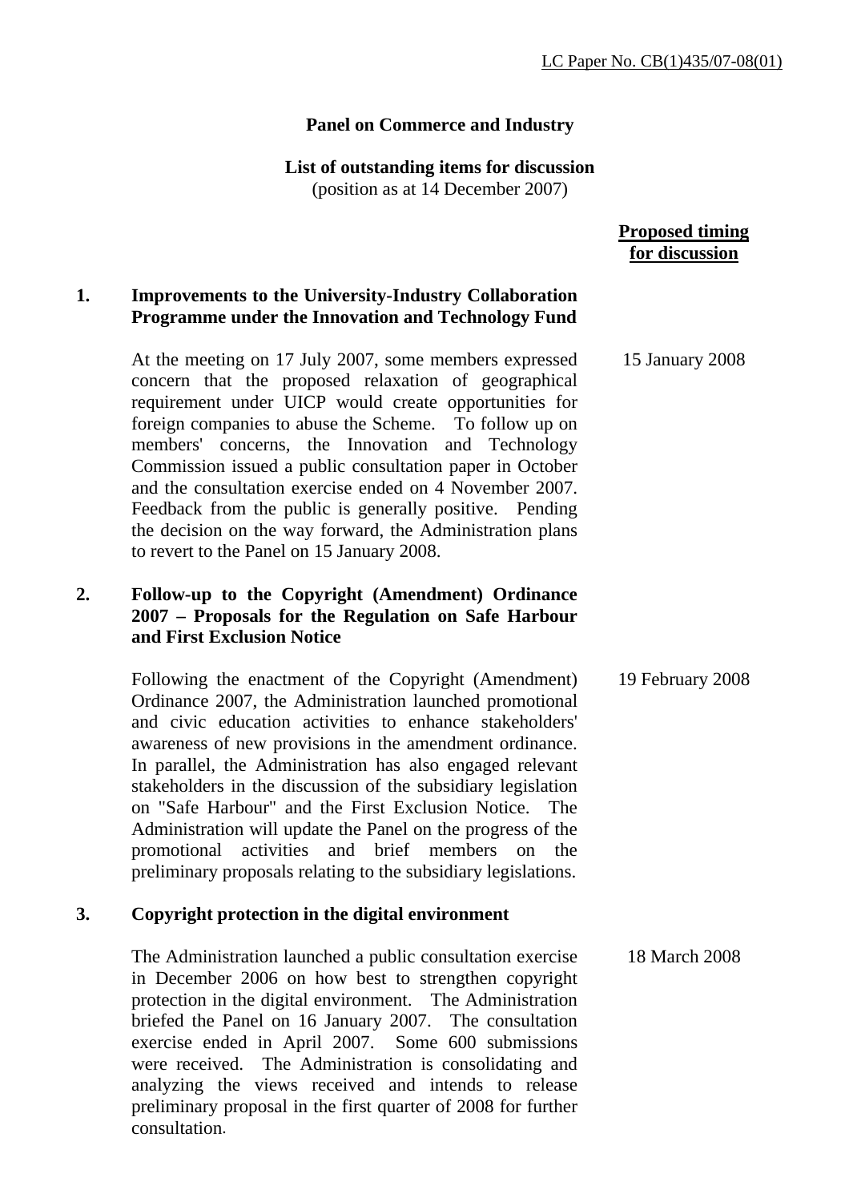LC Paper No. CB(1)435/07-08(01)

**Panel on Commerce and Industry**

**List of outstanding items for discussion**
(position as at 14 December 2007)

| | | Proposed timing for discussion |
|---|---|---|
| **1.** | **Improvements to the University-Industry Collaboration Programme under the Innovation and Technology Fund**<br><br>At the meeting on 17 July 2007, some members expressed concern that the proposed relaxation of geographical requirement under UICP would create opportunities for foreign companies to abuse the Scheme. To follow up on members' concerns, the Innovation and Technology Commission issued a public consultation paper in October and the consultation exercise ended on 4 November 2007. Feedback from the public is generally positive. Pending the decision on the way forward, the Administration plans to revert to the Panel on 15 January 2008. | 15 January 2008 |
| **2.** | **Follow-up to the Copyright (Amendment) Ordinance 2007 – Proposals for the Regulation on Safe Harbour and First Exclusion Notice**<br><br>Following the enactment of the Copyright (Amendment) Ordinance 2007, the Administration launched promotional and civic education activities to enhance stakeholders' awareness of new provisions in the amendment ordinance. In parallel, the Administration has also engaged relevant stakeholders in the discussion of the subsidiary legislation on "Safe Harbour" and the First Exclusion Notice. The Administration will update the Panel on the progress of the promotional activities and brief members on the preliminary proposals relating to the subsidiary legislations. | 19 February 2008 |
| **3.** | **Copyright protection in the digital environment**<br><br>The Administration launched a public consultation exercise in December 2006 on how best to strengthen copyright protection in the digital environment. The Administration briefed the Panel on 16 January 2007. The consultation exercise ended in April 2007. Some 600 submissions were received. The Administration is consolidating and analyzing the views received and intends to release preliminary proposal in the first quarter of 2008 for further consultation. | 18 March 2008 |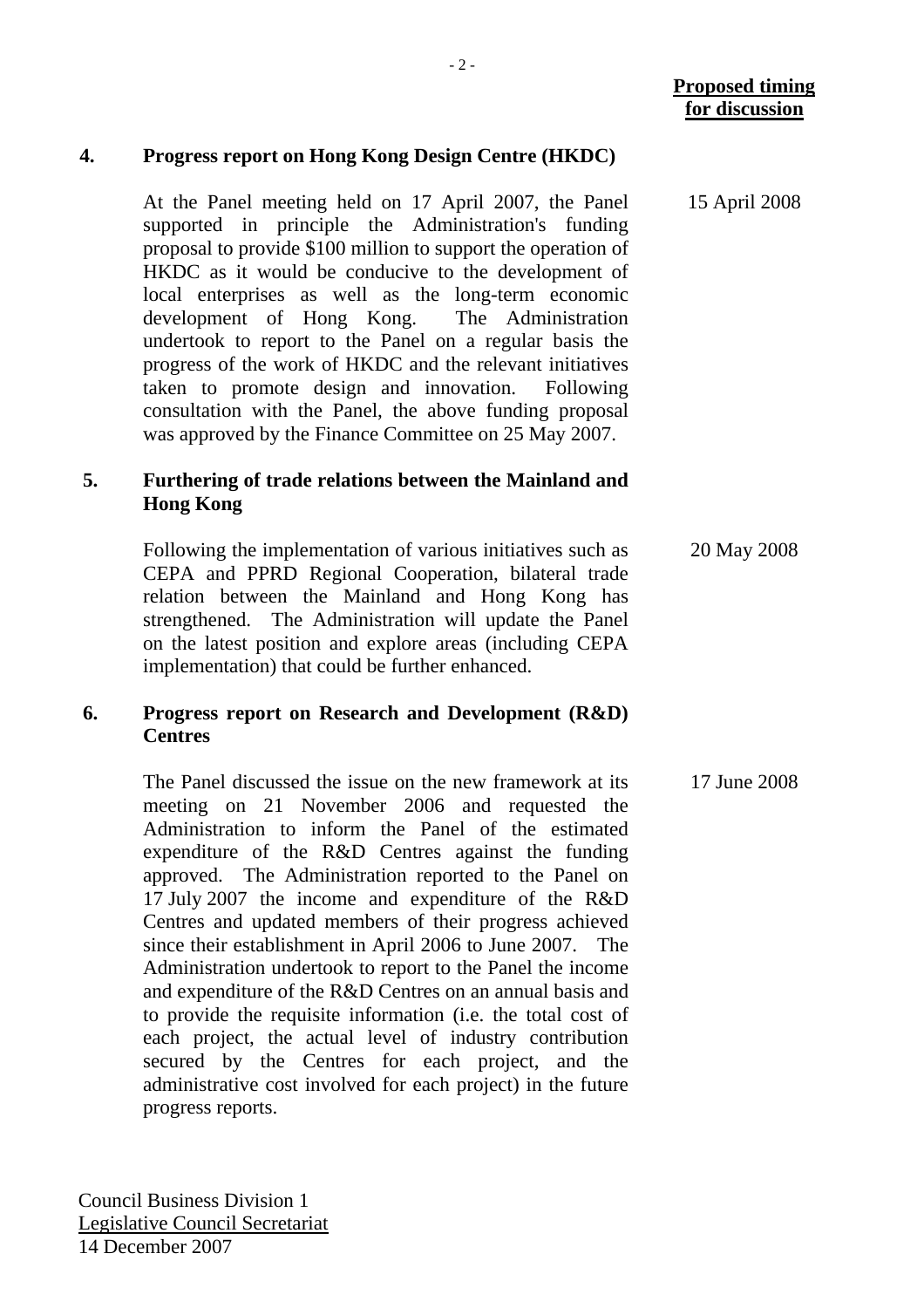**Proposed timing for discussion**

**4. Progress report on Hong Kong Design Centre (HKDC)**

At the Panel meeting held on 17 April 2007, the Panel supported in principle the Administration's funding proposal to provide $100 million to support the operation of HKDC as it would be conducive to the development of local enterprises as well as the long-term economic development of Hong Kong. The Administration undertook to report to the Panel on a regular basis the progress of the work of HKDC and the relevant initiatives taken to promote design and innovation. Following consultation with the Panel, the above funding proposal was approved by the Finance Committee on 25 May 2007.

15 April 2008

**5. Furthering of trade relations between the Mainland and Hong Kong**

Following the implementation of various initiatives such as CEPA and PPRD Regional Cooperation, bilateral trade relation between the Mainland and Hong Kong has strengthened. The Administration will update the Panel on the latest position and explore areas (including CEPA implementation) that could be further enhanced.

20 May 2008

**6. Progress report on Research and Development (R&D) Centres**

The Panel discussed the issue on the new framework at its meeting on 21 November 2006 and requested the Administration to inform the Panel of the estimated expenditure of the R&D Centres against the funding approved. The Administration reported to the Panel on 17 July 2007 the income and expenditure of the R&D Centres and updated members of their progress achieved since their establishment in April 2006 to June 2007. The Administration undertook to report to the Panel the income and expenditure of the R&D Centres on an annual basis and to provide the requisite information (i.e. the total cost of each project, the actual level of industry contribution secured by the Centres for each project, and the administrative cost involved for each project) in the future progress reports.

17 June 2008

Council Business Division 1
Legislative Council Secretariat
14 December 2007